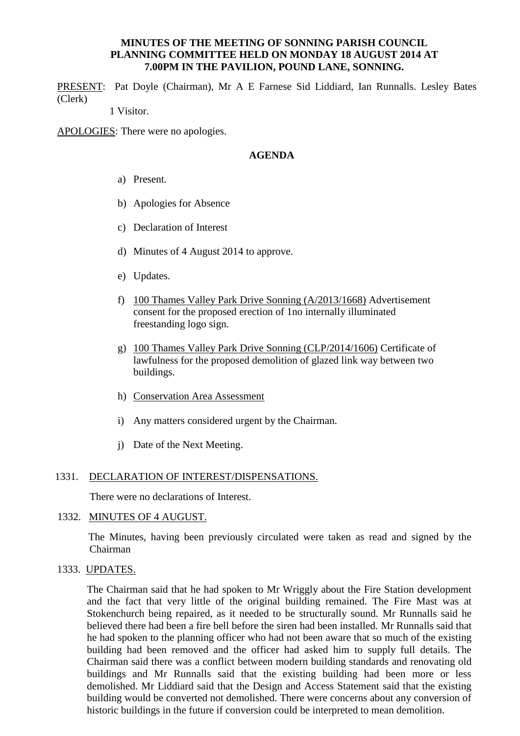**MINUTES OF THE MEETING OF SONNING PARISH COUNCIL PLANNING COMMITTEE HELD ON MONDAY 18 AUGUST 2014 AT 7.00PM IN THE PAVILION, POUND LANE, SONNING.**

PRESENT: Pat Doyle (Chairman), Mr A E Farnese Sid Liddiard, Ian Runnalls. Lesley Bates (Clerk)

1 Visitor.

APOLOGIES: There were no apologies.

**AGENDA**

a) Present.

b) Apologies for Absence

c) Declaration of Interest

d) Minutes of 4 August 2014 to approve.

e) Updates.

f) 100 Thames Valley Park Drive Sonning (A/2013/1668) Advertisement consent for the proposed erection of 1no internally illuminated freestanding logo sign.

g) 100 Thames Valley Park Drive Sonning (CLP/2014/1606) Certificate of lawfulness for the proposed demolition of glazed link way between two buildings.

h) Conservation Area Assessment

i) Any matters considered urgent by the Chairman.

j) Date of the Next Meeting.

1331. DECLARATION OF INTEREST/DISPENSATIONS.

There were no declarations of Interest.

1332. MINUTES OF 4 AUGUST.

The Minutes, having been previously circulated were taken as read and signed by the Chairman

1333. UPDATES.

The Chairman said that he had spoken to Mr Wriggly about the Fire Station development and the fact that very little of the original building remained. The Fire Mast was at Stokenchurch being repaired, as it needed to be structurally sound. Mr Runnalls said he believed there had been a fire bell before the siren had been installed. Mr Runnalls said that he had spoken to the planning officer who had not been aware that so much of the existing building had been removed and the officer had asked him to supply full details. The Chairman said there was a conflict between modern building standards and renovating old buildings and Mr Runnalls said that the existing building had been more or less demolished. Mr Liddiard said that the Design and Access Statement said that the existing building would be converted not demolished. There were concerns about any conversion of historic buildings in the future if conversion could be interpreted to mean demolition.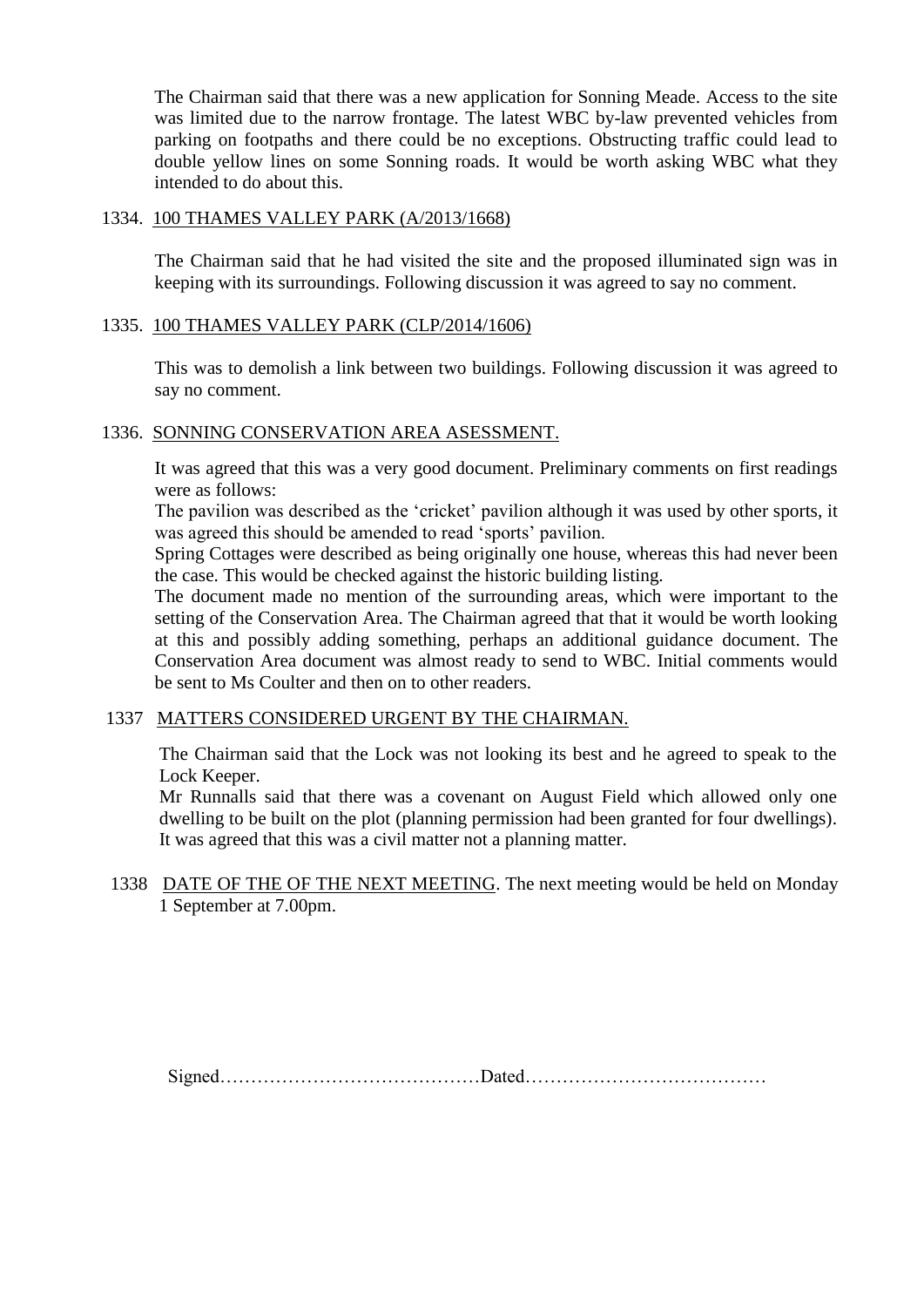The Chairman said that there was a new application for Sonning Meade. Access to the site was limited due to the narrow frontage. The latest WBC by-law prevented vehicles from parking on footpaths and there could be no exceptions. Obstructing traffic could lead to double yellow lines on some Sonning roads. It would be worth asking WBC what they intended to do about this.

1334. 100 THAMES VALLEY PARK (A/2013/1668)

The Chairman said that he had visited the site and the proposed illuminated sign was in keeping with its surroundings. Following discussion it was agreed to say no comment.

1335. 100 THAMES VALLEY PARK (CLP/2014/1606)

This was to demolish a link between two buildings. Following discussion it was agreed to say no comment.

1336. SONNING CONSERVATION AREA ASESSMENT.

It was agreed that this was a very good document. Preliminary comments on first readings were as follows:
The pavilion was described as the 'cricket' pavilion although it was used by other sports, it was agreed this should be amended to read 'sports' pavilion.
Spring Cottages were described as being originally one house, whereas this had never been the case. This would be checked against the historic building listing.
The document made no mention of the surrounding areas, which were important to the setting of the Conservation Area. The Chairman agreed that that it would be worth looking at this and possibly adding something, perhaps an additional guidance document. The Conservation Area document was almost ready to send to WBC. Initial comments would be sent to Ms Coulter and then on to other readers.

1337 MATTERS CONSIDERED URGENT BY THE CHAIRMAN.

The Chairman said that the Lock was not looking its best and he agreed to speak to the Lock Keeper.
Mr Runnalls said that there was a covenant on August Field which allowed only one dwelling to be built on the plot (planning permission had been granted for four dwellings). It was agreed that this was a civil matter not a planning matter.

1338 DATE OF THE OF THE NEXT MEETING. The next meeting would be held on Monday 1 September at 7.00pm.

Signed……………………………………Dated…………………………………